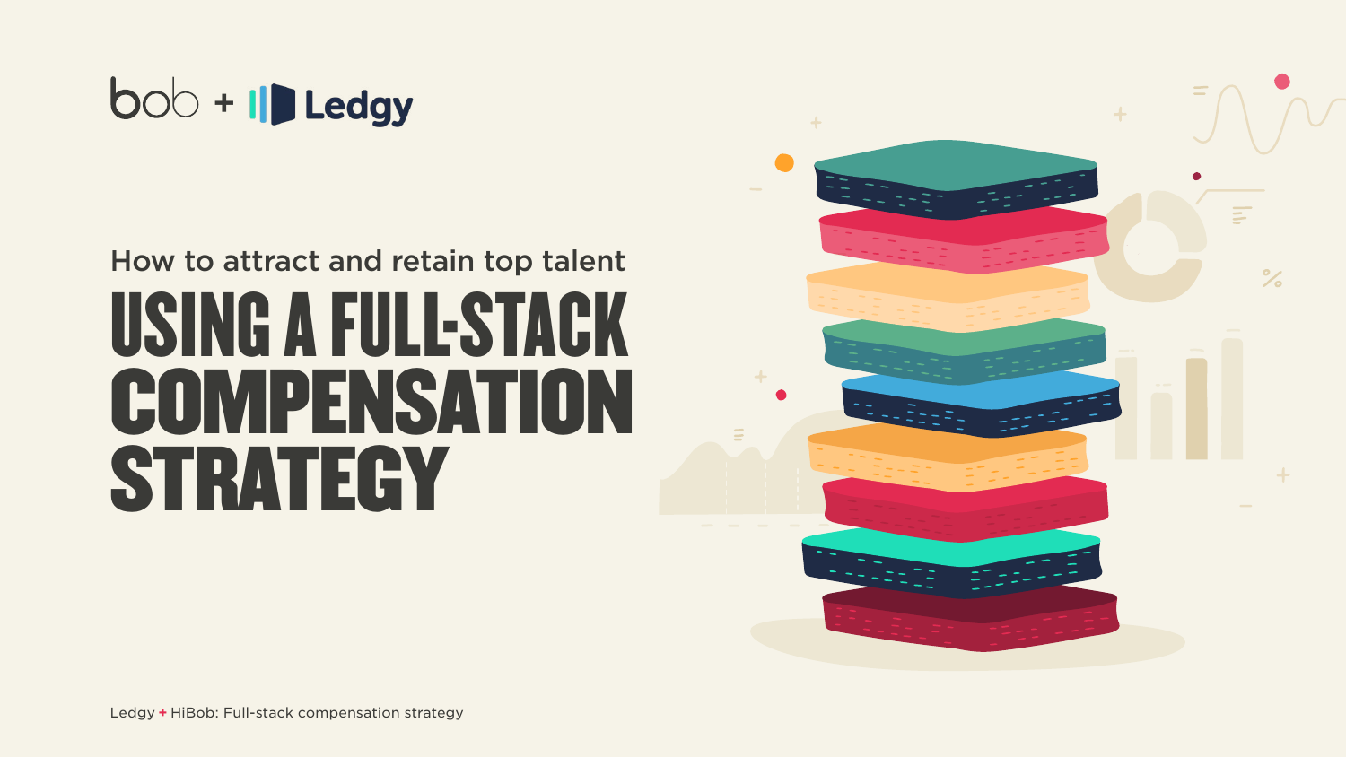bob + Ledgy

How to attract and retain top talent

# USING A FULL-STACK COMPENSATION STRATEGY

Ledgy + HiBob: Full-stack compensation strategy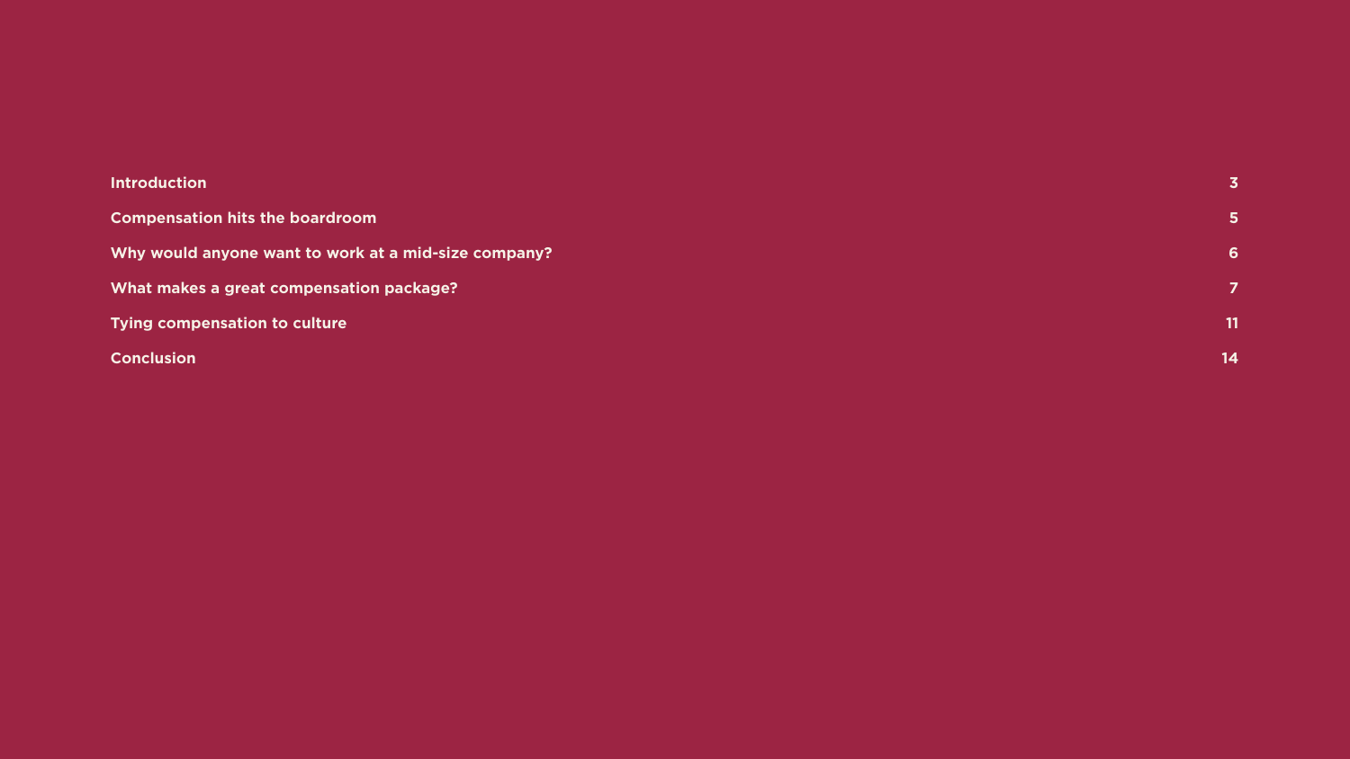| | |
|---|---|
| **Introduction** | **3** |
| **Compensation hits the boardroom** | **5** |
| **Why would anyone want to work at a mid-size company?** | **6** |
| **What makes a great compensation package?** | **7** |
| **Tying compensation to culture** | **11** |
| **Conclusion** | **14** |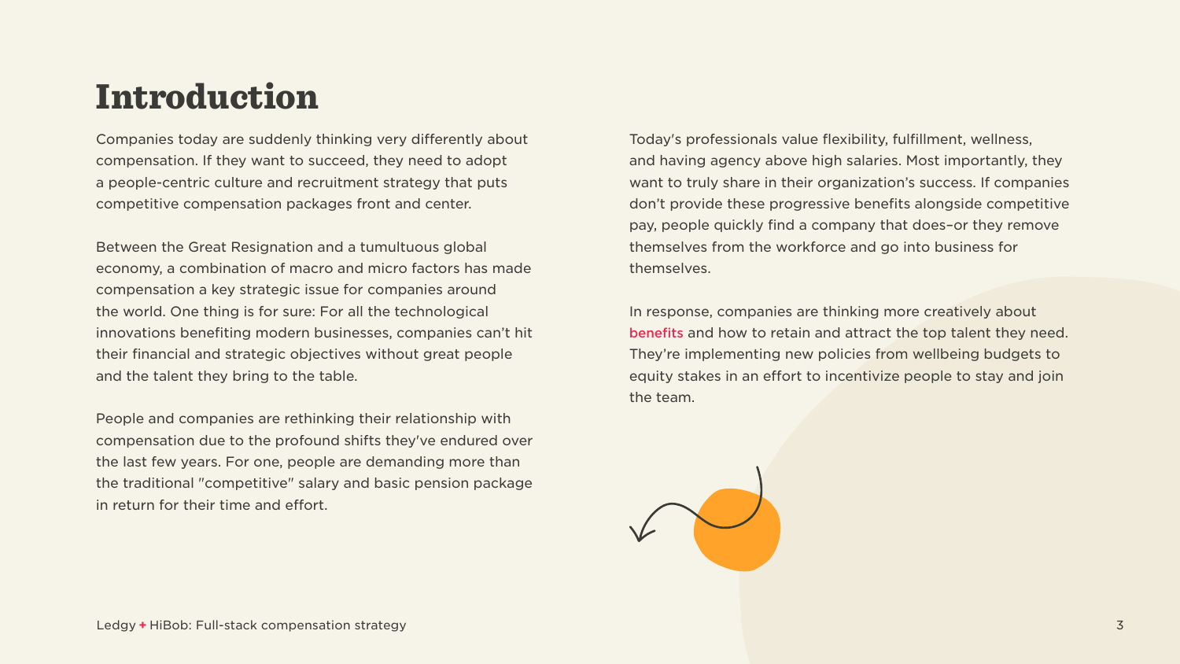# Introduction

Companies today are suddenly thinking very differently about compensation. If they want to succeed, they need to adopt a people-centric culture and recruitment strategy that puts competitive compensation packages front and center.

Between the Great Resignation and a tumultuous global economy, a combination of macro and micro factors has made compensation a key strategic issue for companies around the world. One thing is for sure: For all the technological innovations benefiting modern businesses, companies can't hit their financial and strategic objectives without great people and the talent they bring to the table.

People and companies are rethinking their relationship with compensation due to the profound shifts they've endured over the last few years. For one, people are demanding more than the traditional "competitive" salary and basic pension package in return for their time and effort.

Today's professionals value flexibility, fulfillment, wellness, and having agency above high salaries. Most importantly, they want to truly share in their organization's success. If companies don't provide these progressive benefits alongside competitive pay, people quickly find a company that does–or they remove themselves from the workforce and go into business for themselves.

In response, companies are thinking more creatively about benefits and how to retain and attract the top talent they need. They're implementing new policies from wellbeing budgets to equity stakes in an effort to incentivize people to stay and join the team.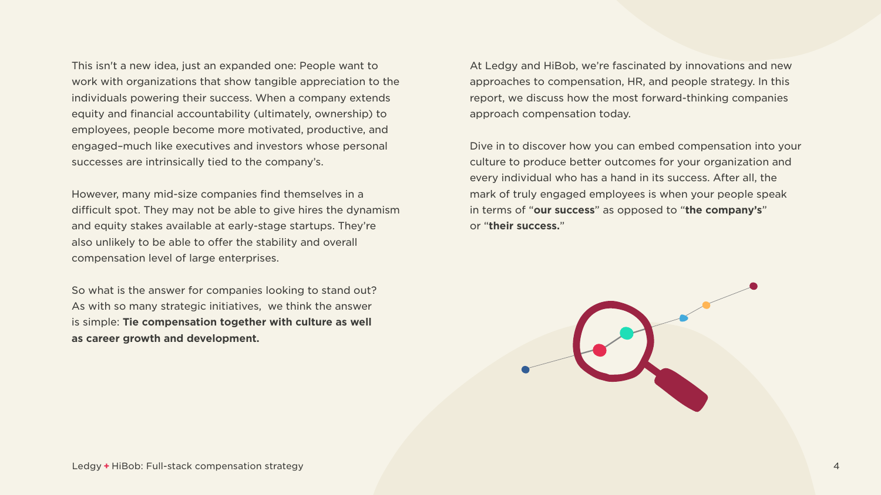This isn't a new idea, just an expanded one: People want to work with organizations that show tangible appreciation to the individuals powering their success. When a company extends equity and financial accountability (ultimately, ownership) to employees, people become more motivated, productive, and engaged–much like executives and investors whose personal successes are intrinsically tied to the company's.

However, many mid-size companies find themselves in a difficult spot. They may not be able to give hires the dynamism and equity stakes available at early-stage startups. They're also unlikely to be able to offer the stability and overall compensation level of large enterprises.

So what is the answer for companies looking to stand out? As with so many strategic initiatives, we think the answer is simple: **Tie compensation together with culture as well as career growth and development.**

At Ledgy and HiBob, we're fascinated by innovations and new approaches to compensation, HR, and people strategy. In this report, we discuss how the most forward-thinking companies approach compensation today.

Dive in to discover how you can embed compensation into your culture to produce better outcomes for your organization and every individual who has a hand in its success. After all, the mark of truly engaged employees is when your people speak in terms of "**our success**" as opposed to "**the company's**" or "**their success.**"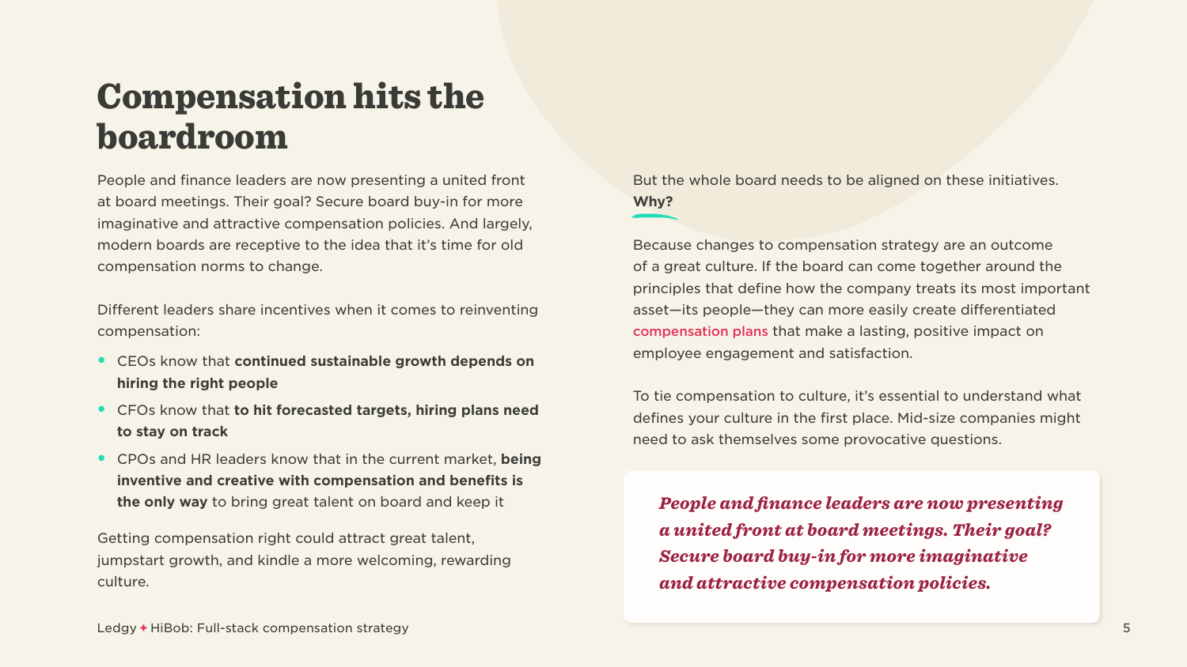# Compensation hits the boardroom

People and finance leaders are now presenting a united front at board meetings. Their goal? Secure board buy-in for more imaginative and attractive compensation policies. And largely, modern boards are receptive to the idea that it's time for old compensation norms to change.

Different leaders share incentives when it comes to reinventing compensation:

- CEOs know that **continued sustainable growth depends on hiring the right people**
- CFOs know that **to hit forecasted targets, hiring plans need to stay on track**
- CPOs and HR leaders know that in the current market, **being inventive and creative with compensation and benefits is the only way** to bring great talent on board and keep it

Getting compensation right could attract great talent, jumpstart growth, and kindle a more welcoming, rewarding culture.

But the whole board needs to be aligned on these initiatives. **Why?**

Because changes to compensation strategy are an outcome of a great culture. If the board can come together around the principles that define how the company treats its most important asset—its people—they can more easily create differentiated compensation plans that make a lasting, positive impact on employee engagement and satisfaction.

To tie compensation to culture, it's essential to understand what defines your culture in the first place. Mid-size companies might need to ask themselves some provocative questions.

> ***People and finance leaders are now presenting a united front at board meetings. Their goal? Secure board buy-in for more imaginative and attractive compensation policies.***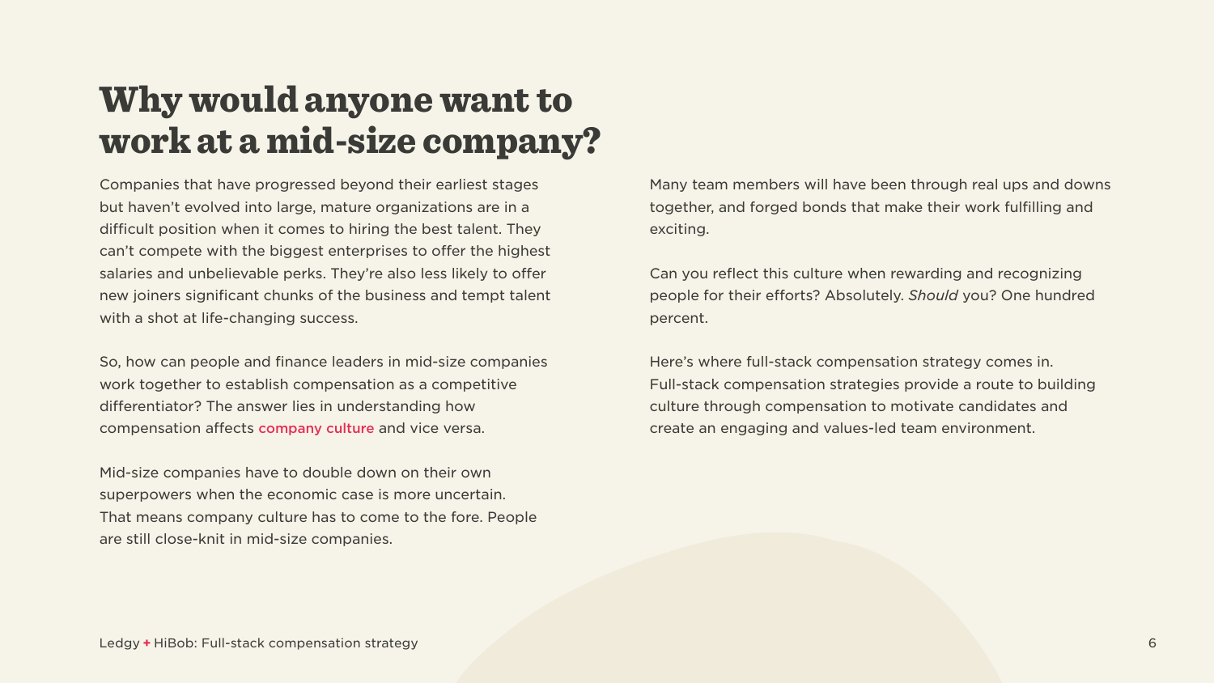# Why would anyone want to work at a mid-size company?

Companies that have progressed beyond their earliest stages but haven't evolved into large, mature organizations are in a difficult position when it comes to hiring the best talent. They can't compete with the biggest enterprises to offer the highest salaries and unbelievable perks. They're also less likely to offer new joiners significant chunks of the business and tempt talent with a shot at life-changing success.

So, how can people and finance leaders in mid-size companies work together to establish compensation as a competitive differentiator? The answer lies in understanding how compensation affects company culture and vice versa.

Mid-size companies have to double down on their own superpowers when the economic case is more uncertain. That means company culture has to come to the fore. People are still close-knit in mid-size companies. Many team members will have been through real ups and downs together, and forged bonds that make their work fulfilling and exciting.

Can you reflect this culture when rewarding and recognizing people for their efforts? Absolutely. *Should* you? One hundred percent.

Here's where full-stack compensation strategy comes in. Full-stack compensation strategies provide a route to building culture through compensation to motivate candidates and create an engaging and values-led team environment.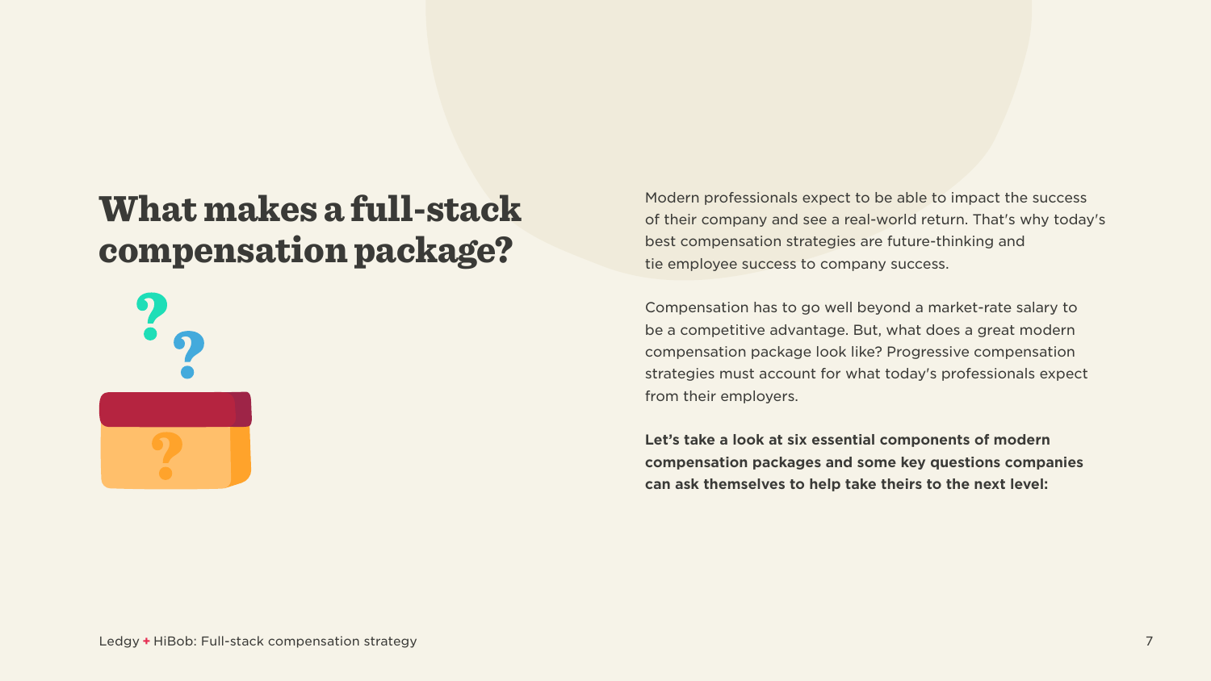# What makes a full-stack compensation package?

Modern professionals expect to be able to impact the success of their company and see a real-world return. That's why today's best compensation strategies are future-thinking and tie employee success to company success.

Compensation has to go well beyond a market-rate salary to be a competitive advantage. But, what does a great modern compensation package look like? Progressive compensation strategies must account for what today's professionals expect from their employers.

**Let's take a look at six essential components of modern compensation packages and some key questions companies can ask themselves to help take theirs to the next level:**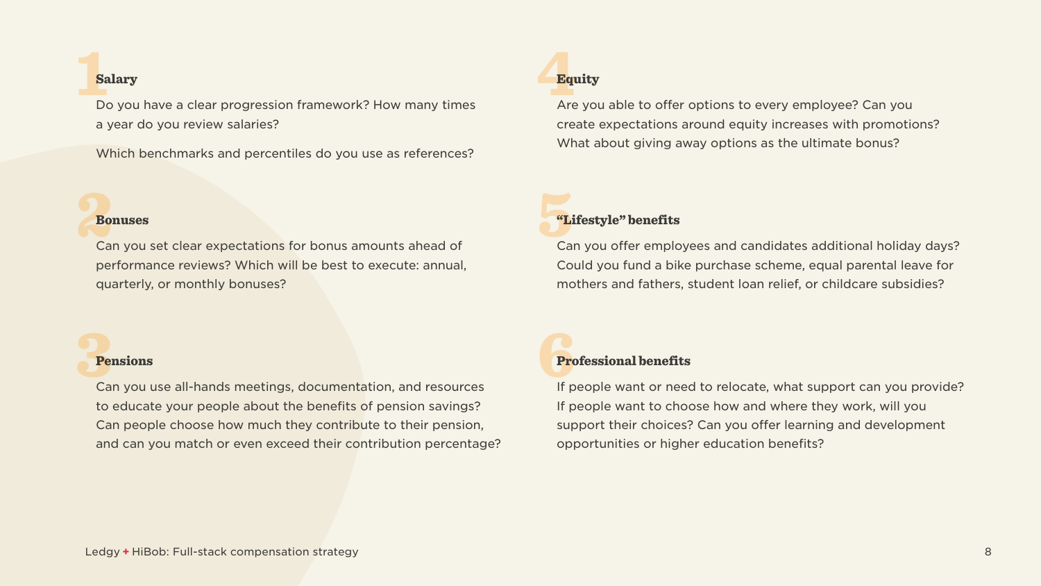## 1 Salary

Do you have a clear progression framework? How many times a year do you review salaries?

Which benchmarks and percentiles do you use as references?

## 2 Bonuses

Can you set clear expectations for bonus amounts ahead of performance reviews? Which will be best to execute: annual, quarterly, or monthly bonuses?

## 3 Pensions

Can you use all-hands meetings, documentation, and resources to educate your people about the benefits of pension savings? Can people choose how much they contribute to their pension, and can you match or even exceed their contribution percentage?

## 4 Equity

Are you able to offer options to every employee? Can you create expectations around equity increases with promotions? What about giving away options as the ultimate bonus?

## 5 "Lifestyle" benefits

Can you offer employees and candidates additional holiday days? Could you fund a bike purchase scheme, equal parental leave for mothers and fathers, student loan relief, or childcare subsidies?

## 6 Professional benefits

If people want or need to relocate, what support can you provide? If people want to choose how and where they work, will you support their choices? Can you offer learning and development opportunities or higher education benefits?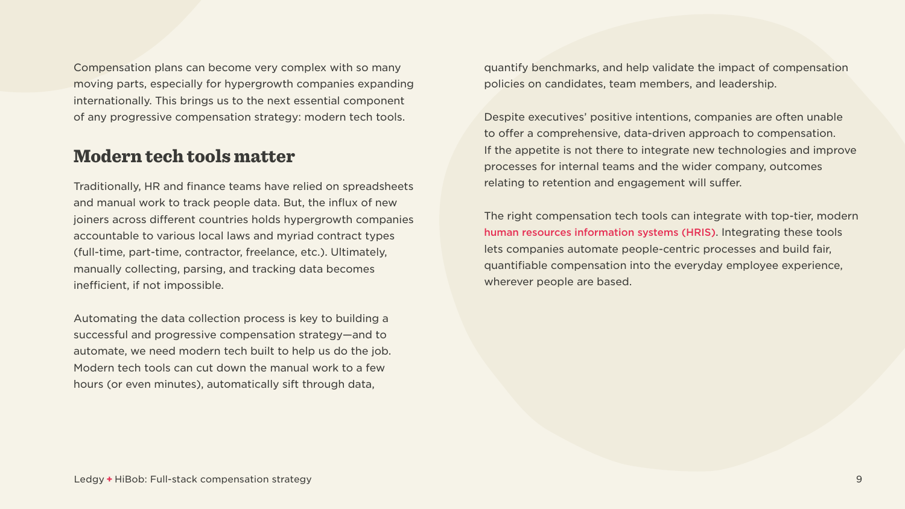Compensation plans can become very complex with so many moving parts, especially for hypergrowth companies expanding internationally. This brings us to the next essential component of any progressive compensation strategy: modern tech tools.

## Modern tech tools matter

Traditionally, HR and finance teams have relied on spreadsheets and manual work to track people data. But, the influx of new joiners across different countries holds hypergrowth companies accountable to various local laws and myriad contract types (full-time, part-time, contractor, freelance, etc.). Ultimately, manually collecting, parsing, and tracking data becomes inefficient, if not impossible.

Automating the data collection process is key to building a successful and progressive compensation strategy—and to automate, we need modern tech built to help us do the job. Modern tech tools can cut down the manual work to a few hours (or even minutes), automatically sift through data, quantify benchmarks, and help validate the impact of compensation policies on candidates, team members, and leadership.

Despite executives' positive intentions, companies are often unable to offer a comprehensive, data-driven approach to compensation. If the appetite is not there to integrate new technologies and improve processes for internal teams and the wider company, outcomes relating to retention and engagement will suffer.

The right compensation tech tools can integrate with top-tier, modern human resources information systems (HRIS). Integrating these tools lets companies automate people-centric processes and build fair, quantifiable compensation into the everyday employee experience, wherever people are based.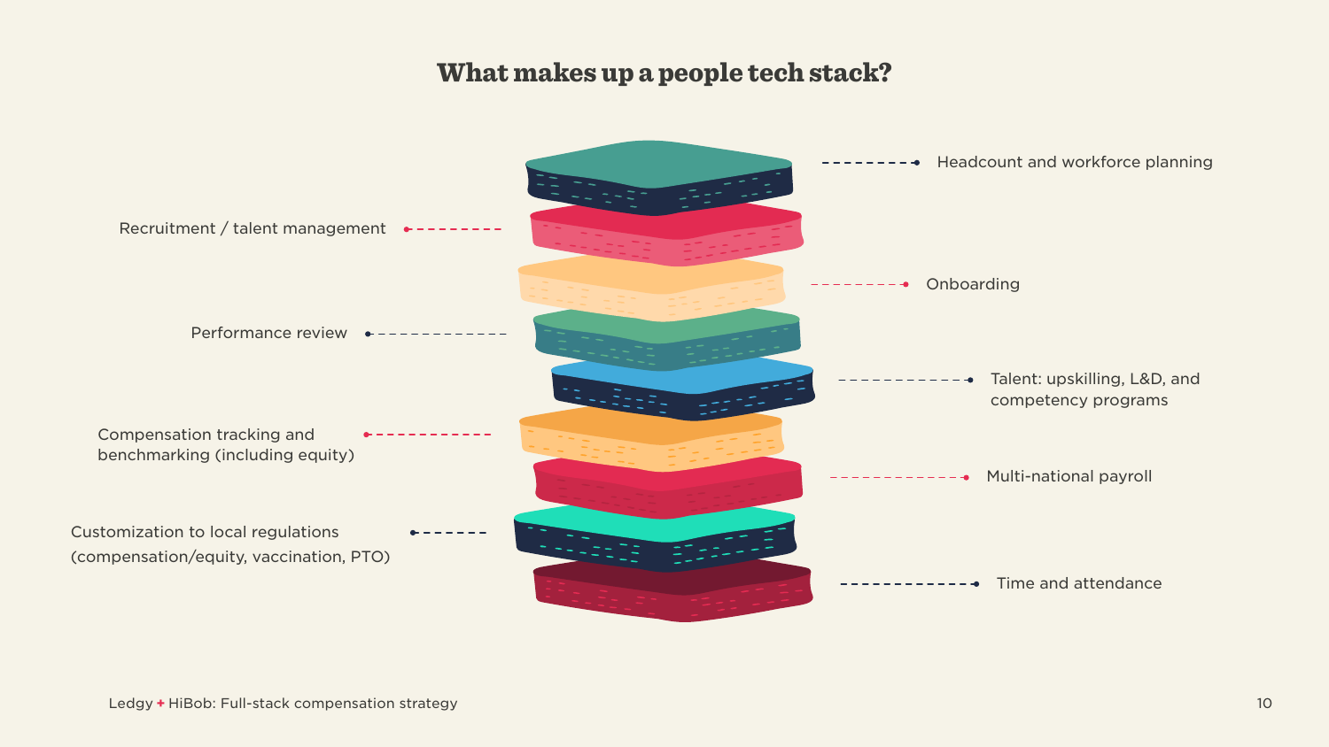# What makes up a people tech stack?

- Headcount and workforce planning
- Recruitment / talent management
- Onboarding
- Performance review
- Talent: upskilling, L&D, and competency programs
- Compensation tracking and benchmarking (including equity)
- Multi-national payroll
- Customization to local regulations (compensation/equity, vaccination, PTO)
- Time and attendance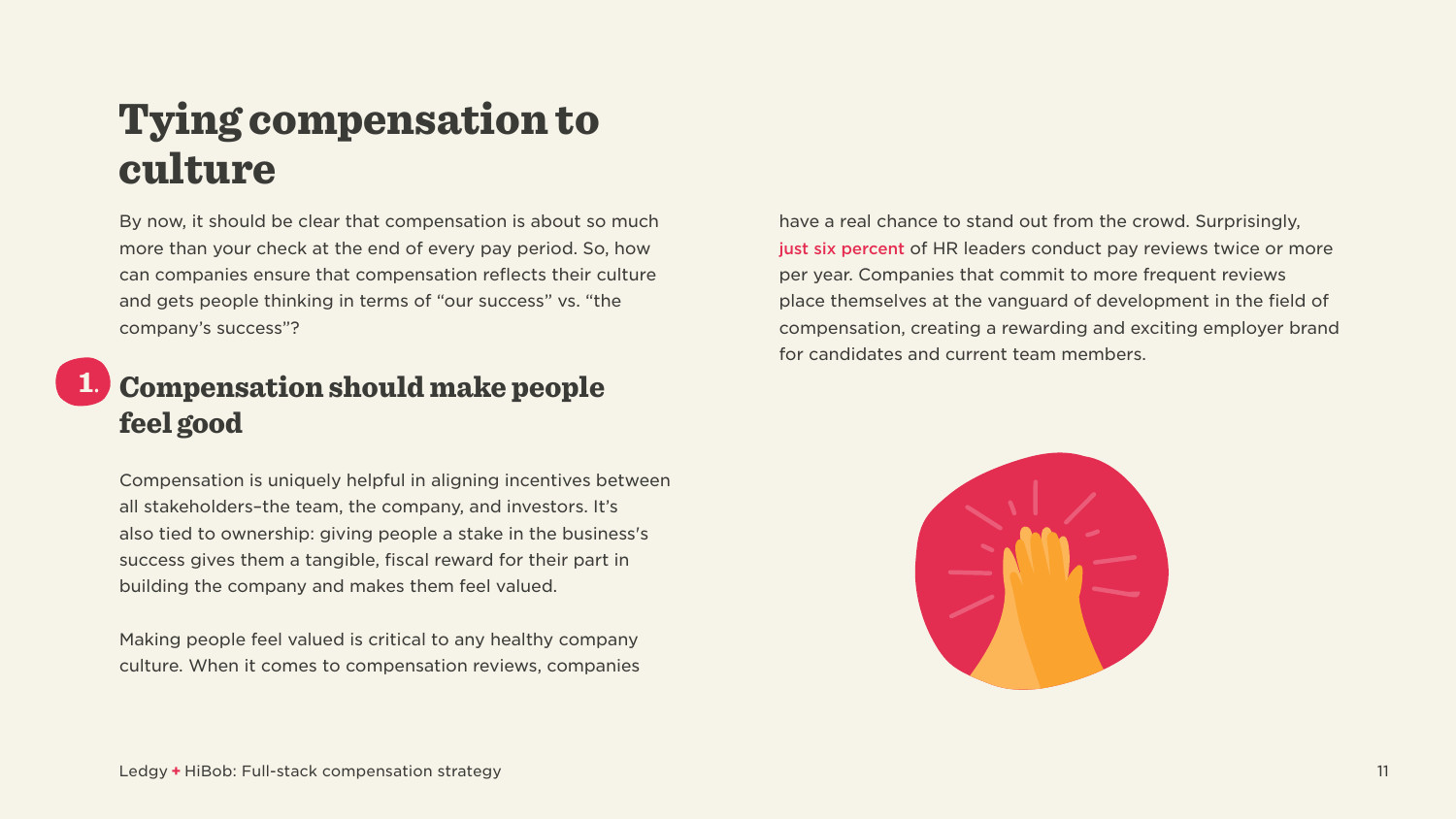# Tying compensation to culture

By now, it should be clear that compensation is about so much more than your check at the end of every pay period. So, how can companies ensure that compensation reflects their culture and gets people thinking in terms of "our success" vs. "the company's success"?

## 1. Compensation should make people feel good

Compensation is uniquely helpful in aligning incentives between all stakeholders–the team, the company, and investors. It's also tied to ownership: giving people a stake in the business's success gives them a tangible, fiscal reward for their part in building the company and makes them feel valued.

Making people feel valued is critical to any healthy company culture. When it comes to compensation reviews, companies have a real chance to stand out from the crowd. Surprisingly, just six percent of HR leaders conduct pay reviews twice or more per year. Companies that commit to more frequent reviews place themselves at the vanguard of development in the field of compensation, creating a rewarding and exciting employer brand for candidates and current team members.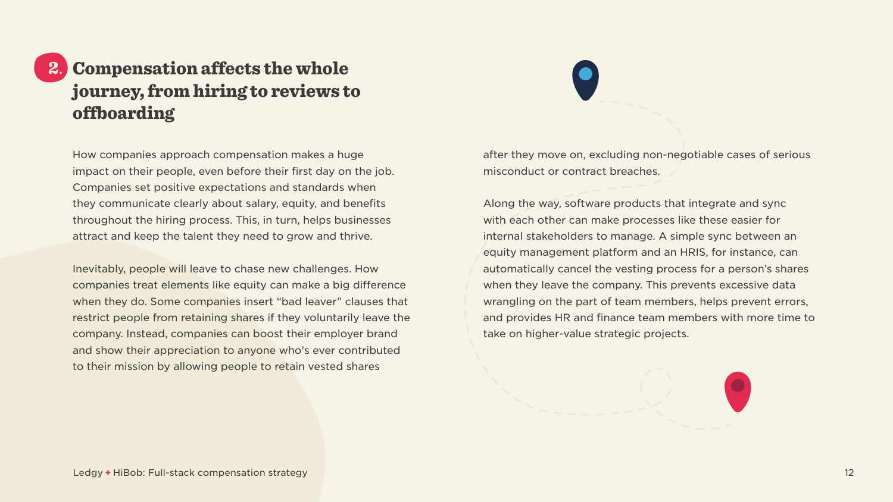## 2. Compensation affects the whole journey, from hiring to reviews to offboarding

How companies approach compensation makes a huge impact on their people, even before their first day on the job. Companies set positive expectations and standards when they communicate clearly about salary, equity, and benefits throughout the hiring process. This, in turn, helps businesses attract and keep the talent they need to grow and thrive.

Inevitably, people will leave to chase new challenges. How companies treat elements like equity can make a big difference when they do. Some companies insert “bad leaver” clauses that restrict people from retaining shares if they voluntarily leave the company. Instead, companies can boost their employer brand and show their appreciation to anyone who's ever contributed to their mission by allowing people to retain vested shares after they move on, excluding non-negotiable cases of serious misconduct or contract breaches.

Along the way, software products that integrate and sync with each other can make processes like these easier for internal stakeholders to manage. A simple sync between an equity management platform and an HRIS, for instance, can automatically cancel the vesting process for a person’s shares when they leave the company. This prevents excessive data wrangling on the part of team members, helps prevent errors, and provides HR and finance team members with more time to take on higher-value strategic projects.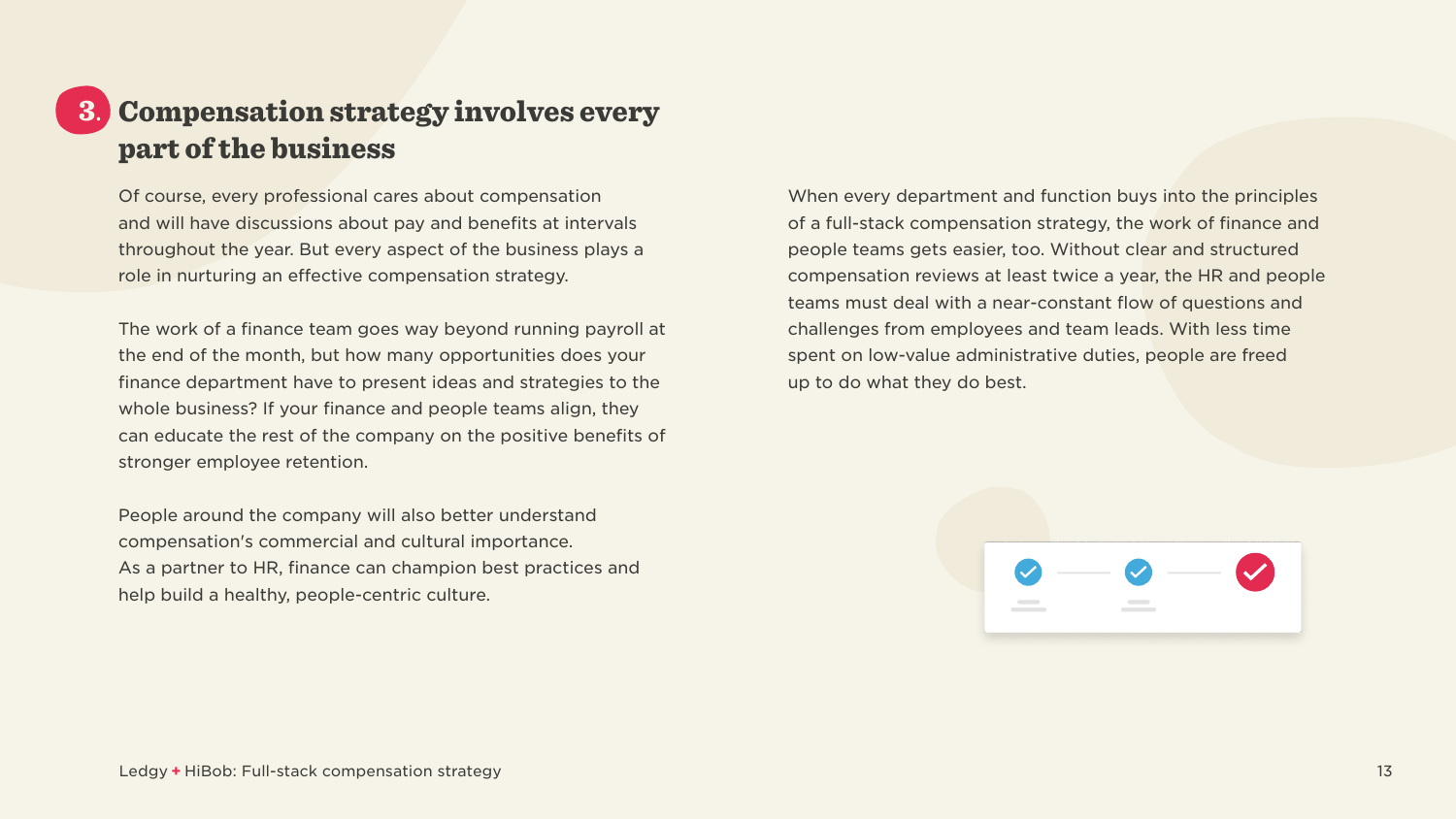## 3. Compensation strategy involves every part of the business

Of course, every professional cares about compensation and will have discussions about pay and benefits at intervals throughout the year. But every aspect of the business plays a role in nurturing an effective compensation strategy.

The work of a finance team goes way beyond running payroll at the end of the month, but how many opportunities does your finance department have to present ideas and strategies to the whole business? If your finance and people teams align, they can educate the rest of the company on the positive benefits of stronger employee retention.

People around the company will also better understand compensation's commercial and cultural importance.
As a partner to HR, finance can champion best practices and help build a healthy, people-centric culture.

When every department and function buys into the principles of a full-stack compensation strategy, the work of finance and people teams gets easier, too. Without clear and structured compensation reviews at least twice a year, the HR and people teams must deal with a near-constant flow of questions and challenges from employees and team leads. With less time spent on low-value administrative duties, people are freed up to do what they do best.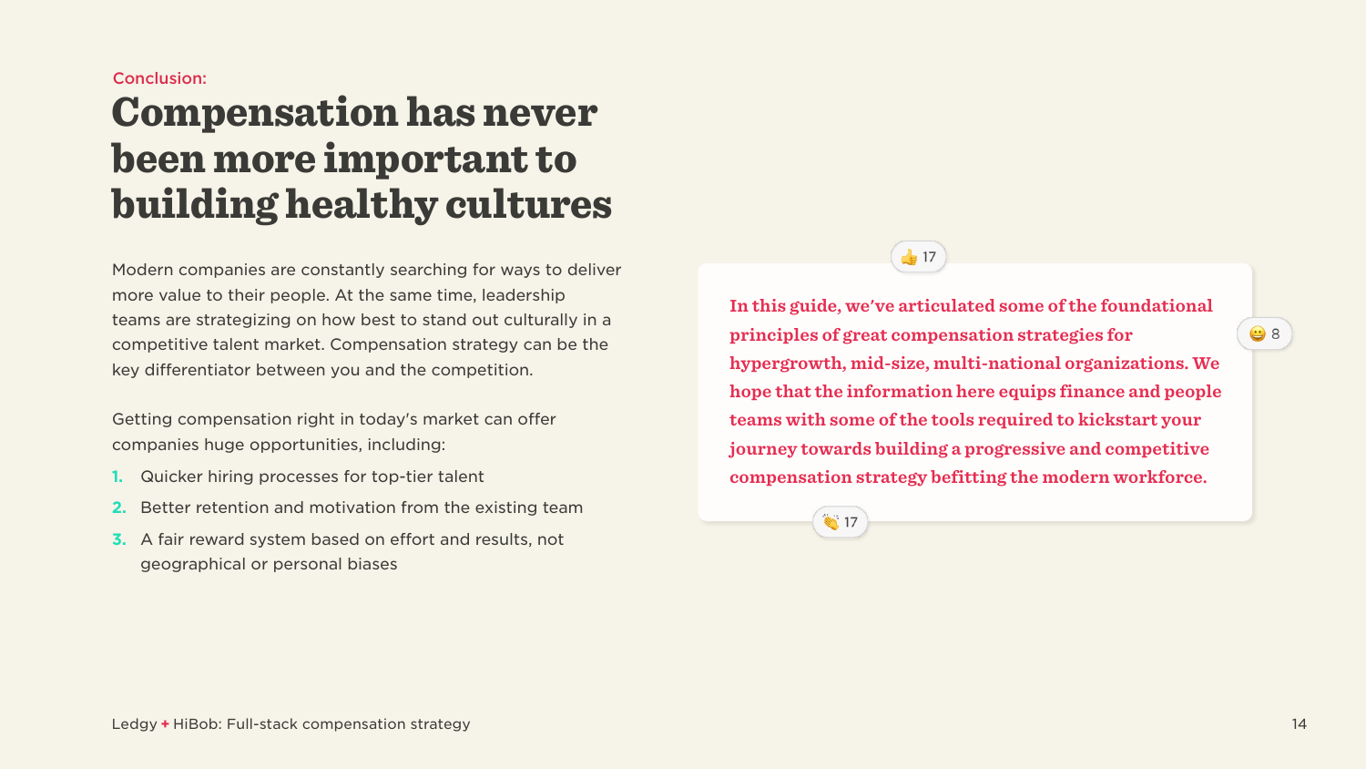Conclusion:

# Compensation has never been more important to building healthy cultures

Modern companies are constantly searching for ways to deliver more value to their people. At the same time, leadership teams are strategizing on how best to stand out culturally in a competitive talent market. Compensation strategy can be the key differentiator between you and the competition.

Getting compensation right in today's market can offer companies huge opportunities, including:

1. Quicker hiring processes for top-tier talent
2. Better retention and motivation from the existing team
3. A fair reward system based on effort and results, not geographical or personal biases

👍 17

**In this guide, we've articulated some of the foundational principles of great compensation strategies for hypergrowth, mid-size, multi-national organizations. We hope that the information here equips finance and people teams with some of the tools required to kickstart your journey towards building a progressive and competitive compensation strategy befitting the modern workforce.**

😀 8

👏 17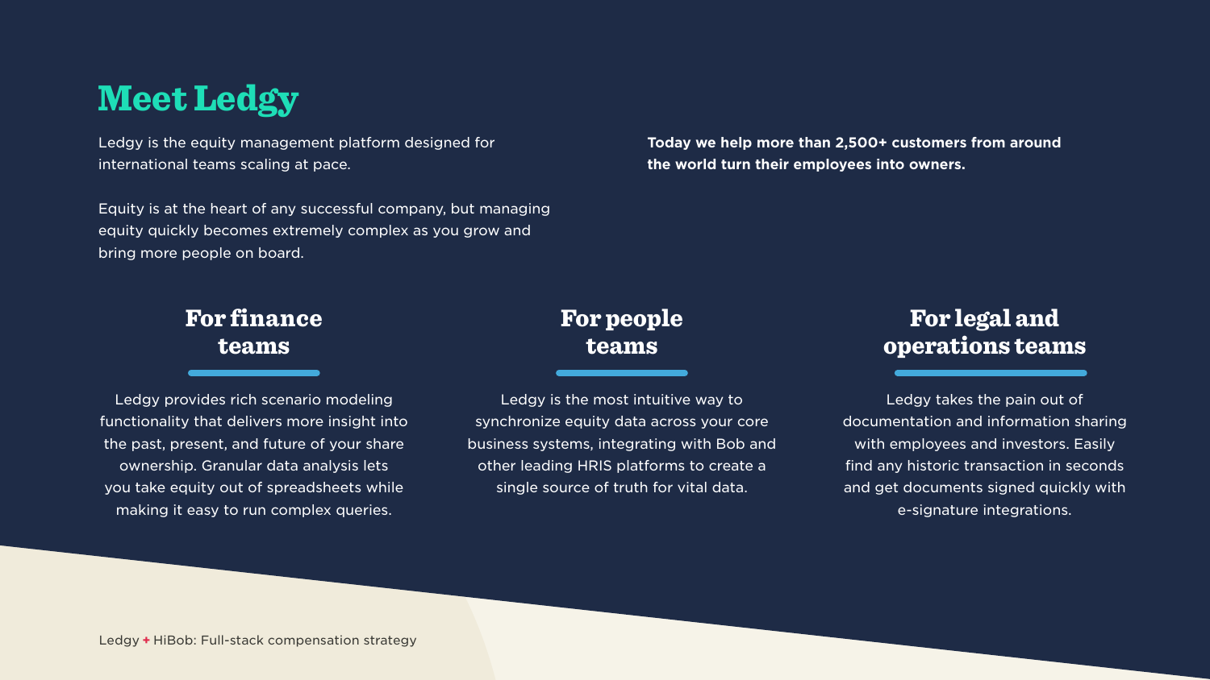# Meet Ledgy

Ledgy is the equity management platform designed for international teams scaling at pace.

Equity is at the heart of any successful company, but managing equity quickly becomes extremely complex as you grow and bring more people on board.

**Today we help more than 2,500+ customers from around the world turn their employees into owners.**

## For finance teams

Ledgy provides rich scenario modeling functionality that delivers more insight into the past, present, and future of your share ownership. Granular data analysis lets you take equity out of spreadsheets while making it easy to run complex queries.

## For people teams

Ledgy is the most intuitive way to synchronize equity data across your core business systems, integrating with Bob and other leading HRIS platforms to create a single source of truth for vital data.

## For legal and operations teams

Ledgy takes the pain out of documentation and information sharing with employees and investors. Easily find any historic transaction in seconds and get documents signed quickly with e-signature integrations.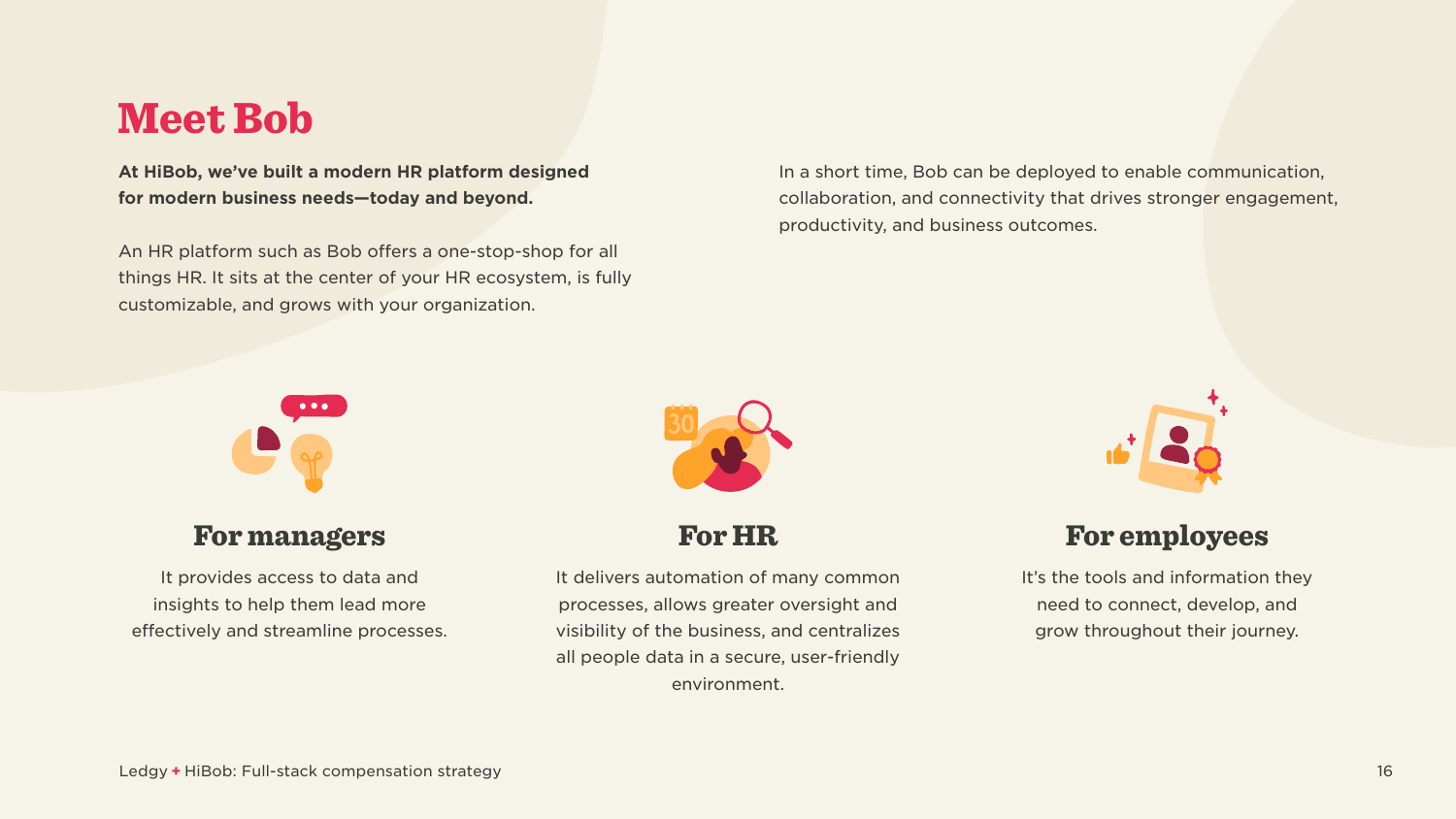# Meet Bob

**At HiBob, we've built a modern HR platform designed for modern business needs—today and beyond.**

An HR platform such as Bob offers a one-stop-shop for all things HR. It sits at the center of your HR ecosystem, is fully customizable, and grows with your organization.

In a short time, Bob can be deployed to enable communication, collaboration, and connectivity that drives stronger engagement, productivity, and business outcomes.

## For managers

It provides access to data and insights to help them lead more effectively and streamline processes.

## For HR

It delivers automation of many common processes, allows greater oversight and visibility of the business, and centralizes all people data in a secure, user-friendly environment.

## For employees

It's the tools and information they need to connect, develop, and grow throughout their journey.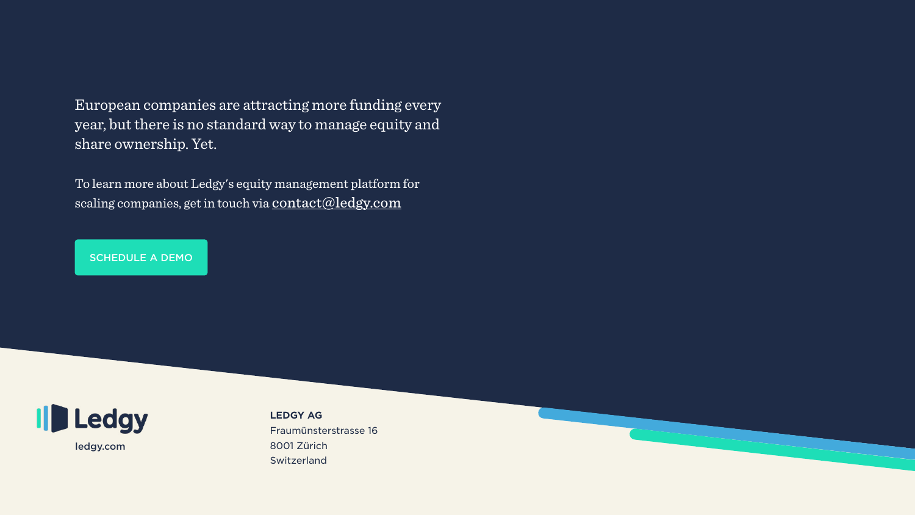European companies are attracting more funding every year, but there is no standard way to manage equity and share ownership. Yet.

To learn more about Ledgy's equity management platform for scaling companies, get in touch via contact@ledgy.com

SCHEDULE A DEMO

Ledgy

ledgy.com

**LEDGY AG**
Fraumünsterstrasse 16
8001 Zürich
Switzerland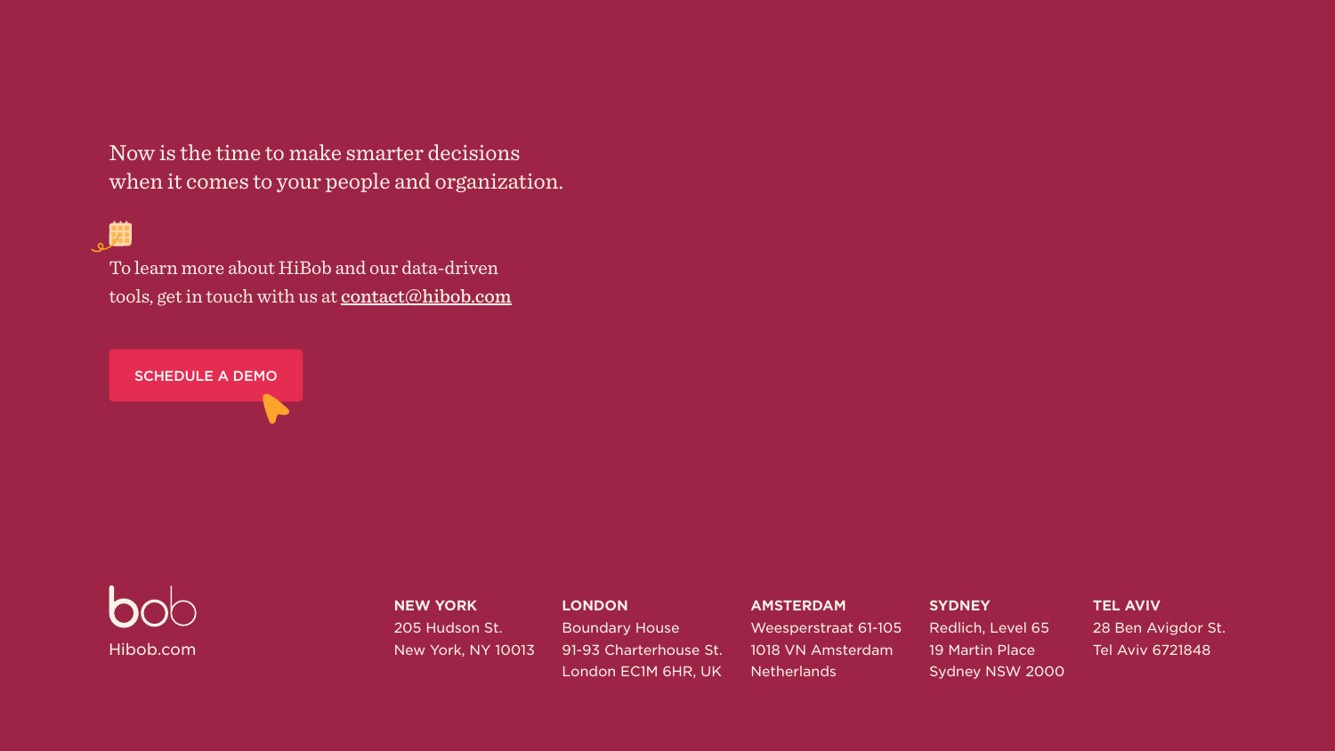Now is the time to make smarter decisions when it comes to your people and organization.

To learn more about HiBob and our data-driven tools, get in touch with us at contact@hibob.com

SCHEDULE A DEMO

bob

Hibob.com

**NEW YORK**
205 Hudson St.
New York, NY 10013

**LONDON**
Boundary House
91-93 Charterhouse St.
London EC1M 6HR, UK

**AMSTERDAM**
Weesperstraat 61-105
1018 VN Amsterdam
Netherlands

**SYDNEY**
Redlich, Level 65
19 Martin Place
Sydney NSW 2000

**TEL AVIV**
28 Ben Avigdor St.
Tel Aviv 6721848